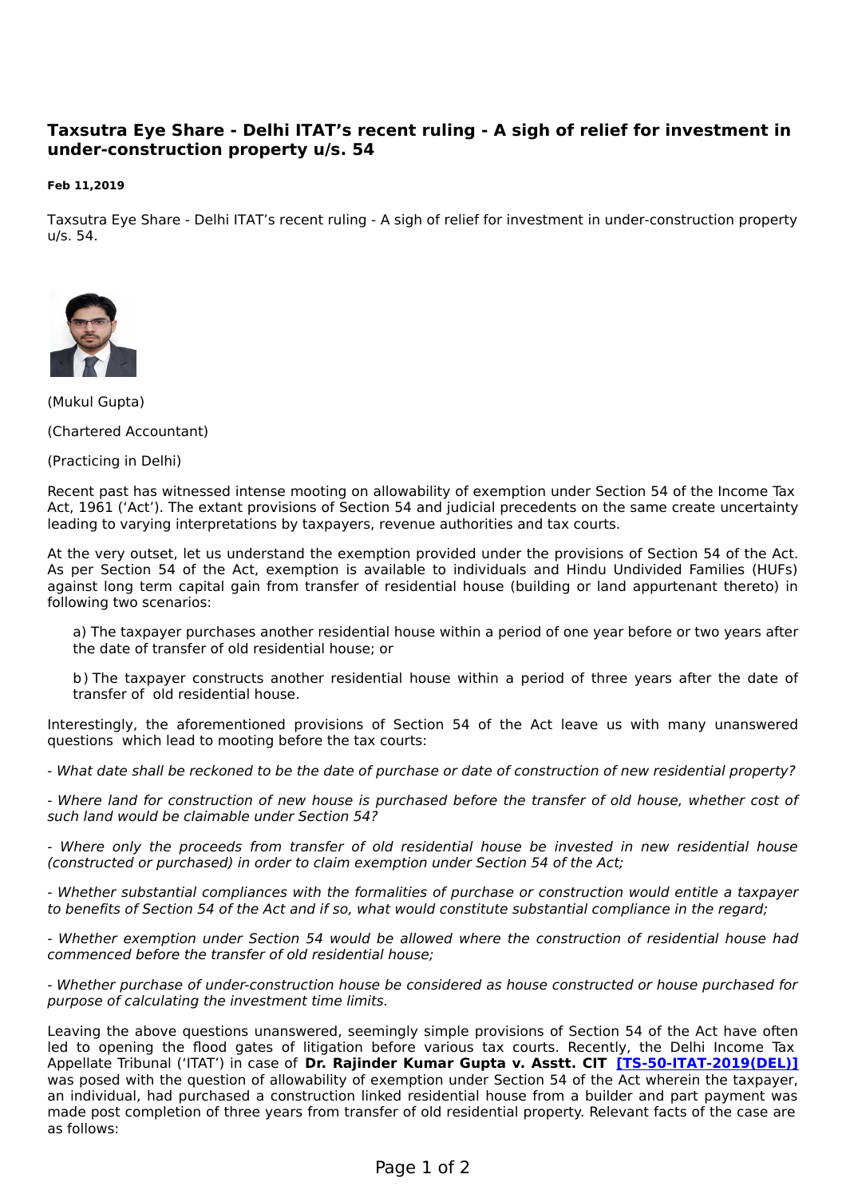# Taxsutra Eye Share - Delhi ITAT's recent ruling - A sigh of relief for investment in under-construction property u/s. 54

**Feb 11,2019**

Taxsutra Eye Share - Delhi ITAT's recent ruling - A sigh of relief for investment in under-construction property u/s. 54.

(Mukul Gupta)

(Chartered Accountant)

(Practicing in Delhi)

Recent past has witnessed intense mooting on allowability of exemption under Section 54 of the Income Tax Act, 1961 ('Act'). The extant provisions of Section 54 and judicial precedents on the same create uncertainty leading to varying interpretations by taxpayers, revenue authorities and tax courts.

At the very outset, let us understand the exemption provided under the provisions of Section 54 of the Act. As per Section 54 of the Act, exemption is available to individuals and Hindu Undivided Families (HUFs) against long term capital gain from transfer of residential house (building or land appurtenant thereto) in following two scenarios:

a) The taxpayer purchases another residential house within a period of one year before or two years after the date of transfer of old residential house; or

b) The taxpayer constructs another residential house within a period of three years after the date of transfer of old residential house.

Interestingly, the aforementioned provisions of Section 54 of the Act leave us with many unanswered questions which lead to mooting before the tax courts:

- *What date shall be reckoned to be the date of purchase or date of construction of new residential property?*

- *Where land for construction of new house is purchased before the transfer of old house, whether cost of such land would be claimable under Section 54?*

- *Where only the proceeds from transfer of old residential house be invested in new residential house (constructed or purchased) in order to claim exemption under Section 54 of the Act;*

- *Whether substantial compliances with the formalities of purchase or construction would entitle a taxpayer to benefits of Section 54 of the Act and if so, what would constitute substantial compliance in the regard;*

- *Whether exemption under Section 54 would be allowed where the construction of residential house had commenced before the transfer of old residential house;*

- *Whether purchase of under-construction house be considered as house constructed or house purchased for purpose of calculating the investment time limits.*

Leaving the above questions unanswered, seemingly simple provisions of Section 54 of the Act have often led to opening the flood gates of litigation before various tax courts. Recently, the Delhi Income Tax Appellate Tribunal ('ITAT') in case of **Dr. Rajinder Kumar Gupta v. Asstt. CIT** **[TS-50-ITAT-2019(DEL)]** was posed with the question of allowability of exemption under Section 54 of the Act wherein the taxpayer, an individual, had purchased a construction linked residential house from a builder and part payment was made post completion of three years from transfer of old residential property. Relevant facts of the case are as follows: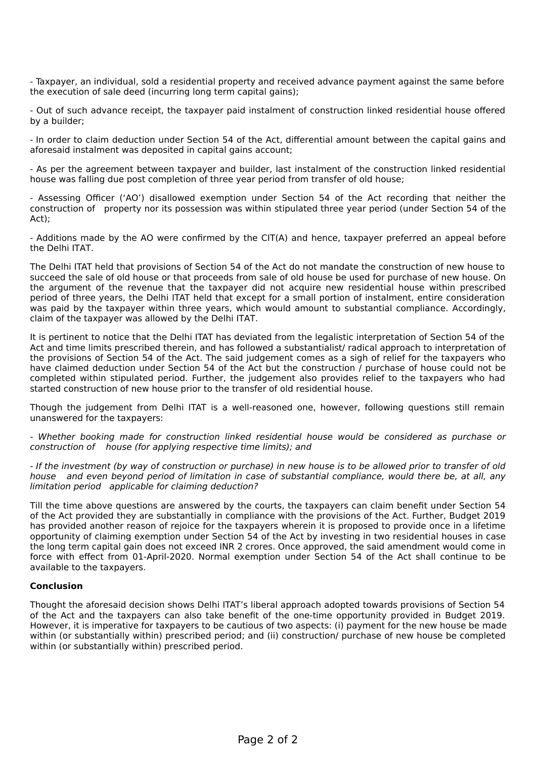- Taxpayer, an individual, sold a residential property and received advance payment against the same before the execution of sale deed (incurring long term capital gains);

- Out of such advance receipt, the taxpayer paid instalment of construction linked residential house offered by a builder;

- In order to claim deduction under Section 54 of the Act, differential amount between the capital gains and aforesaid instalment was deposited in capital gains account;

- As per the agreement between taxpayer and builder, last instalment of the construction linked residential house was falling due post completion of three year period from transfer of old house;

- Assessing Officer ('AO') disallowed exemption under Section 54 of the Act recording that neither the construction of property nor its possession was within stipulated three year period (under Section 54 of the Act);

- Additions made by the AO were confirmed by the CIT(A) and hence, taxpayer preferred an appeal before the Delhi ITAT.

The Delhi ITAT held that provisions of Section 54 of the Act do not mandate the construction of new house to succeed the sale of old house or that proceeds from sale of old house be used for purchase of new house. On the argument of the revenue that the taxpayer did not acquire new residential house within prescribed period of three years, the Delhi ITAT held that except for a small portion of instalment, entire consideration was paid by the taxpayer within three years, which would amount to substantial compliance. Accordingly, claim of the taxpayer was allowed by the Delhi ITAT.

It is pertinent to notice that the Delhi ITAT has deviated from the legalistic interpretation of Section 54 of the Act and time limits prescribed therein, and has followed a substantialist/ radical approach to interpretation of the provisions of Section 54 of the Act. The said judgement comes as a sigh of relief for the taxpayers who have claimed deduction under Section 54 of the Act but the construction / purchase of house could not be completed within stipulated period. Further, the judgement also provides relief to the taxpayers who had started construction of new house prior to the transfer of old residential house.

Though the judgement from Delhi ITAT is a well-reasoned one, however, following questions still remain unanswered for the taxpayers:

*- Whether booking made for construction linked residential house would be considered as purchase or construction of house (for applying respective time limits); and*

*- If the investment (by way of construction or purchase) in new house is to be allowed prior to transfer of old house and even beyond period of limitation in case of substantial compliance, would there be, at all, any limitation period applicable for claiming deduction?*

Till the time above questions are answered by the courts, the taxpayers can claim benefit under Section 54 of the Act provided they are substantially in compliance with the provisions of the Act. Further, Budget 2019 has provided another reason of rejoice for the taxpayers wherein it is proposed to provide once in a lifetime opportunity of claiming exemption under Section 54 of the Act by investing in two residential houses in case the long term capital gain does not exceed INR 2 crores. Once approved, the said amendment would come in force with effect from 01-April-2020. Normal exemption under Section 54 of the Act shall continue to be available to the taxpayers.

**Conclusion**

Thought the aforesaid decision shows Delhi ITAT's liberal approach adopted towards provisions of Section 54 of the Act and the taxpayers can also take benefit of the one-time opportunity provided in Budget 2019. However, it is imperative for taxpayers to be cautious of two aspects: (i) payment for the new house be made within (or substantially within) prescribed period; and (ii) construction/ purchase of new house be completed within (or substantially within) prescribed period.